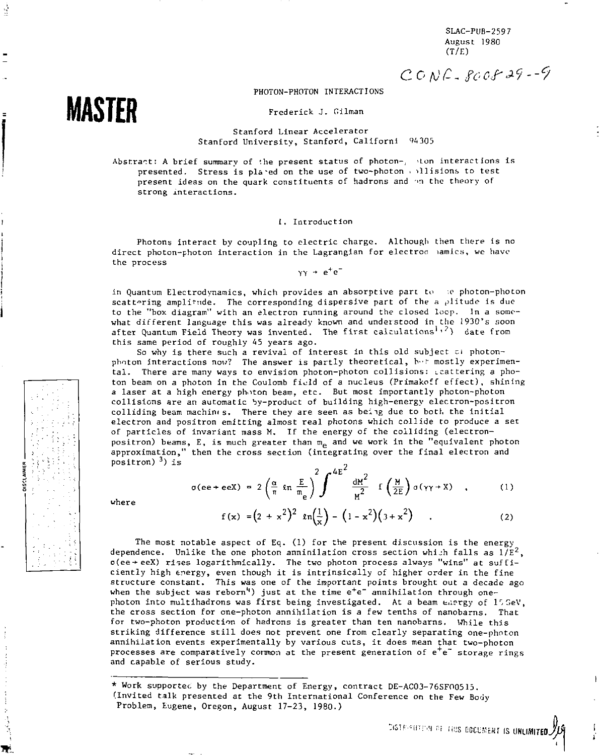SLAC-PUB-2597
August 1980
(T/E)

CONF-800829--9

MASTER

# PHOTON-PHOTON INTERACTIONS

Frederick J. Gilman

Stanford Linear Accelerator
Stanford University, Stanford, California 94305

Abstract: A brief summary of the present status of photon-photon interactions is presented. Stress is placed on the use of two-photon collisions to test present ideas on the quark constituents of hadrons and on the theory of strong interactions.

## I. Introduction

Photons interact by coupling to electric charge. Although then there is no direct photon-photon interaction in the Lagrangian for electrodynamics, we have the process

$$\gamma\gamma \to e^+e^-$$

in Quantum Electrodynamics, which provides an absorptive part to the photon-photon scattering amplitude. The corresponding dispersive part of the amplitude is due to the "box diagram" with an electron running around the closed loop. In a somewhat different language this was already known and understood in the 1930's soon after Quantum Field Theory was invented. The first calculations[1,2] date from this same period of roughly 45 years ago.

So why is there such a revival of interest in this old subject of photon-photon interactions now? The answer is partly theoretical, but mostly experimental. There are many ways to envision photon-photon collisions: scattering a photon beam on a photon in the Coulomb field of a nucleus (Primakoff effect), shining a laser at a high energy photon beam, etc. But most importantly photon-photon collisions are an automatic by-product of building high-energy electron-positron colliding beam machines. There they are seen as being due to both the initial electron and positron emitting almost real photons which collide to produce a set of particles of invariant mass M. If the energy of the colliding (electron-positron) beams, E, is much greater than $m_e$ and we work in the "equivalent photon approximation," then the cross section (integrating over the final electron and positron)[3] is

$$\sigma(ee \to eeX) = 2\left(\frac{\alpha}{\pi}\,\ln\frac{E}{m_e}\right)^2 \int^{4E^2} \frac{dM^2}{M^2}\; f\left(\frac{M}{2E}\right)\sigma(\gamma\gamma \to X) \quad , \tag{1}$$

where

$$f(x) = \left(2 + x^2\right)^2 \ln\left(\frac{1}{x}\right) - \left(1 - x^2\right)\left(3 + x^2\right) \quad . \tag{2}$$

The most notable aspect of Eq. (1) for the present discussion is the energy dependence. Unlike the one photon annihilation cross section which falls as $1/E^2$, $\sigma(ee \to eeX)$ rises logarithmically. The two photon process always "wins" at sufficiently high energy, even though it is intrinsically of higher order in the fine structure constant. This was one of the important points brought out a decade ago when the subject was reborn[4] just at the time $e^+e^-$ annihilation through one-photon into multihadrons was first being investigated. At a beam energy of 15 GeV, the cross section for one-photon annihilation is a few tenths of nanobarns. That for two-photon production of hadrons is greater than ten nanobarns. While this striking difference still does not prevent one from clearly separating one-photon annihilation events experimentally by various cuts, it does mean that two-photon processes are comparatively common at the present generation of $e^+e^-$ storage rings and capable of serious study.

---

* Work supported by the Department of Energy, contract DE-AC03-76SF00515.
(Invited talk presented at the 9th International Conference on the Few Body Problem, Eugene, Oregon, August 17-23, 1980.)

DISTRIBUTION OF THIS DOCUMENT IS UNLIMITED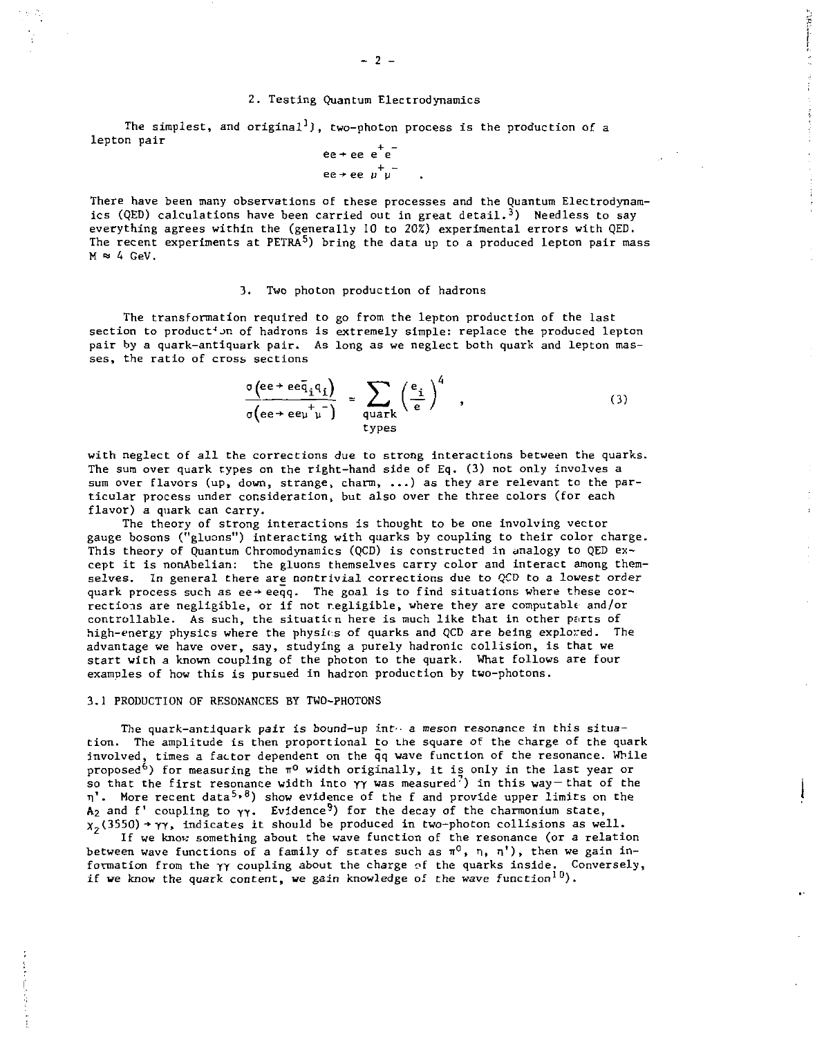## 2. Testing Quantum Electrodynamics

The simplest, and original[1], two-photon process is the production of a lepton pair

$$ee \to ee\, e^+e^-$$

$$ee \to ee\, \mu^+\mu^- \quad .$$

There have been many observations of these processes and the Quantum Electrodynamics (QED) calculations have been carried out in great detail.[3] Needless to say everything agrees within the (generally 10 to 20%) experimental errors with QED. The recent experiments at PETRA[5] bring the data up to a produced lepton pair mass $M \approx 4$ GeV.

## 3. Two photon production of hadrons

The transformation required to go from the lepton production of the last section to production of hadrons is extremely simple: replace the produced lepton pair by a quark-antiquark pair. As long as we neglect both quark and lepton masses, the ratio of cross sections

$$\frac{\sigma\left(ee \to ee\bar{q}_i q_i\right)}{\sigma\left(ee \to ee\mu^+\mu^-\right)} = \sum_{\substack{\text{quark}\\ \text{types}}} \left(\frac{e_i}{e}\right)^4 \quad , \tag{3}$$

with neglect of all the corrections due to strong interactions between the quarks. The sum over quark types on the right-hand side of Eq. (3) not only involves a sum over flavors (up, down, strange, charm, ...) as they are relevant to the particular process under consideration, but also over the three colors (for each flavor) a quark can carry.

The theory of strong interactions is thought to be one involving vector gauge bosons ("gluons") interacting with quarks by coupling to their color charge. This theory of Quantum Chromodynamics (QCD) is constructed in analogy to QED except it is nonAbelian: the gluons themselves carry color and interact among themselves. In general there are nontrivial corrections due to QCD to a lowest order quark process such as $ee \to ee\bar{q}q$. The goal is to find situations where these corrections are negligible, or if not negligible, where they are computable and/or controllable. As such, the situation here is much like that in other parts of high-energy physics where the physics of quarks and QCD are being explored. The advantage we have over, say, studying a purely hadronic collision, is that we start with a known coupling of the photon to the quark. What follows are four examples of how this is pursued in hadron production by two-photons.

### 3.1 PRODUCTION OF RESONANCES BY TWO-PHOTONS

The quark-antiquark pair is bound-up into a meson resonance in this situation. The amplitude is then proportional to the square of the charge of the quark involved, times a factor dependent on the $\bar{q}q$ wave function of the resonance. While proposed[6] for measuring the $\pi^0$ width originally, it is only in the last year or so that the first resonance width into $\gamma\gamma$ was measured[7] in this way—that of the $\eta'$. More recent data[5,8] show evidence of the f and provide upper limits on the $A_2$ and f' coupling to $\gamma\gamma$. Evidence[9] for the decay of the charmonium state, $\chi_2(3550) \to \gamma\gamma$, indicates it should be produced in two-photon collisions as well.

If we know something about the wave function of the resonance (or a relation between wave functions of a family of states such as $\pi^0$, $\eta$, $\eta'$), then we gain information from the $\gamma\gamma$ coupling about the charge of the quarks inside. Conversely, if we know the quark content, we gain knowledge of the wave function[10].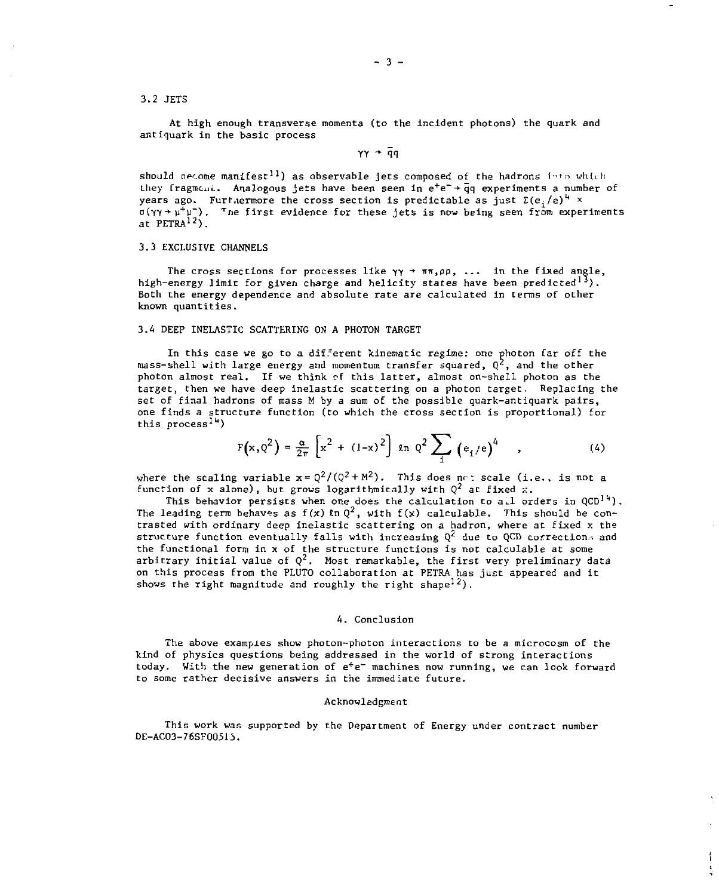### 3.2 JETS

At high enough transverse momenta (to the incident photons) the quark and antiquark in the basic process

$$\gamma\gamma \rightarrow \bar{q}q$$

should become manifest[11] as observable jets composed of the hadrons into which they fragment. Analogous jets have been seen in $e^+e^- \rightarrow \bar{q}q$ experiments a number of years ago. Furthermore the cross section is predictable as just $\Sigma(e_i/e)^4 \times \sigma(\gamma\gamma \rightarrow \mu^+\mu^-)$. The first evidence for these jets is now being seen from experiments at PETRA[12].

### 3.3 EXCLUSIVE CHANNELS

The cross sections for processes like $\gamma\gamma \rightarrow \pi\pi, \rho\rho, \ldots$ in the fixed angle, high-energy limit for given charge and helicity states have been predicted[13]. Both the energy dependence and absolute rate are calculated in terms of other known quantities.

### 3.4 DEEP INELASTIC SCATTERING ON A PHOTON TARGET

In this case we go to a different kinematic regime: one photon far off the mass-shell with large energy and momentum transfer squared, $Q^2$, and the other photon almost real. If we think of this latter, almost on-shell photon as the target, then we have deep inelastic scattering on a photon target. Replacing the set of final hadrons of mass M by a sum of the possible quark-antiquark pairs, one finds a structure function (to which the cross section is proportional) for this process[14]

$$F\left(x,Q^2\right) = \frac{\alpha}{2\pi}\left[x^2 + (1-x)^2\right] \ln Q^2 \sum_i \left(e_i/e\right)^4 \quad , \tag{4}$$

where the scaling variable $x = Q^2/(Q^2+M^2)$. This does not scale (i.e., is not a function of x alone), but grows logarithmically with $Q^2$ at fixed x.

This behavior persists when one does the calculation to all orders in QCD[14]. The leading term behaves as $f(x) \ln Q^2$, with $f(x)$ calculable. This should be contrasted with ordinary deep inelastic scattering on a hadron, where at fixed x the structure function eventually falls with increasing $Q^2$ due to QCD corrections and the functional form in x of the structure functions is not calculable at some arbitrary initial value of $Q^2$. Most remarkable, the first very preliminary data on this process from the PLUTO collaboration at PETRA has just appeared and it shows the right magnitude and roughly the right shape[12].

## 4. Conclusion

The above examples show photon-photon interactions to be a microcosm of the kind of physics questions being addressed in the world of strong interactions today. With the new generation of $e^+e^-$ machines now running, we can look forward to some rather decisive answers in the immediate future.

#### Acknowledgment

This work was supported by the Department of Energy under contract number DE-AC03-76SF00515.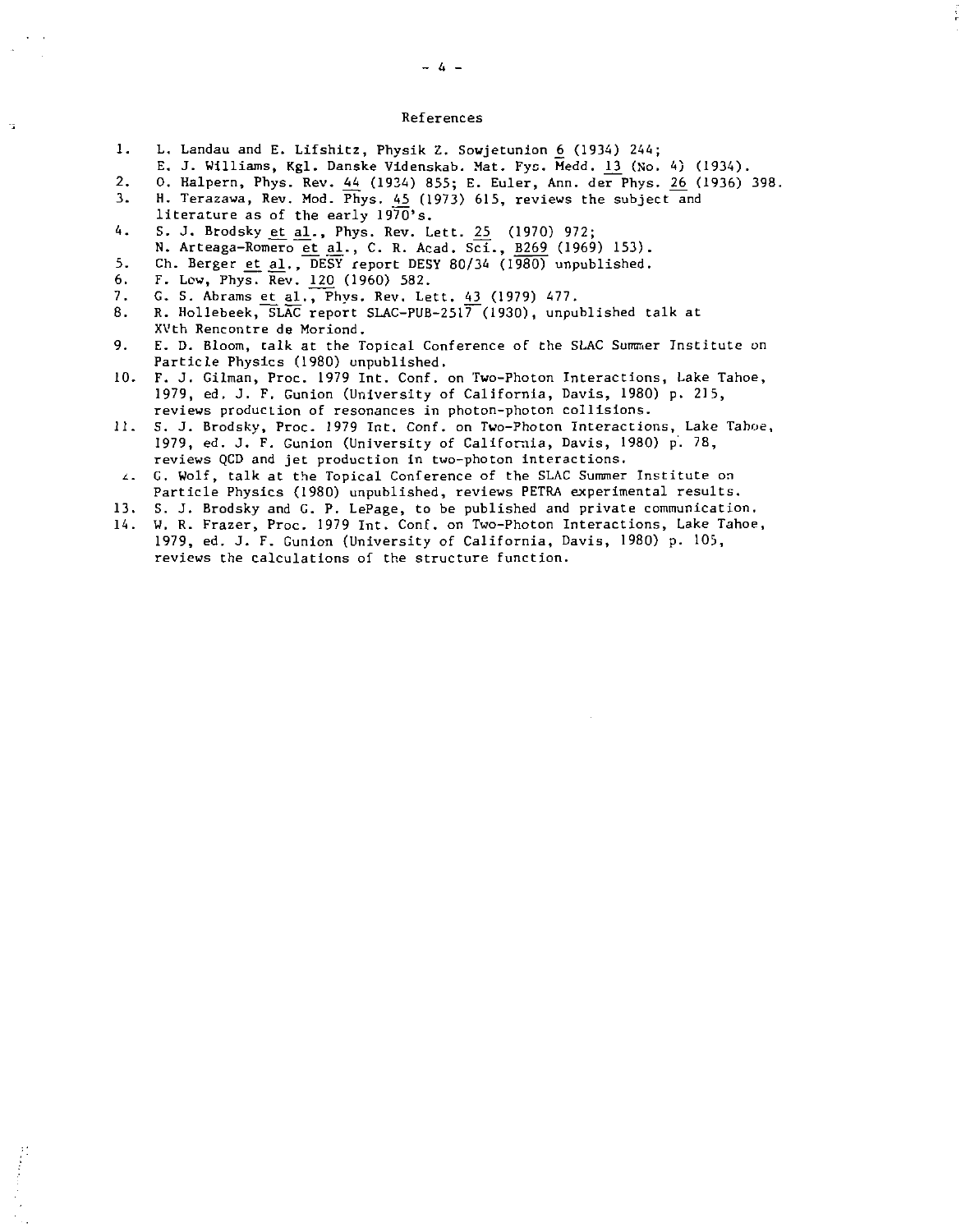## References

1. L. Landau and E. Lifshitz, Physik Z. Sowjetunion 6 (1934) 244; E. J. Williams, Kgl. Danske Videnskab. Mat. Fys. Medd. 13 (No. 4) (1934).
2. O. Halpern, Phys. Rev. 44 (1934) 855; E. Euler, Ann. der Phys. 26 (1936) 398.
3. H. Terazawa, Rev. Mod. Phys. 45 (1973) 615, reviews the subject and literature as of the early 1970's.
4. S. J. Brodsky et al., Phys. Rev. Lett. 25 (1970) 972; N. Arteaga-Romero et al., C. R. Acad. Sci., B269 (1969) 153).
5. Ch. Berger et al., DESY report DESY 80/34 (1980) unpublished.
6. F. Low, Phys. Rev. 120 (1960) 582.
7. G. S. Abrams et al., Phys. Rev. Lett. 43 (1979) 477.
8. R. Hollebeek, SLAC report SLAC-PUB-2517 (1930), unpublished talk at XVth Rencontre de Moriond.
9. E. D. Bloom, talk at the Topical Conference of the SLAC Summer Institute on Particle Physics (1980) unpublished.
10. F. J. Gilman, Proc. 1979 Int. Conf. on Two-Photon Interactions, Lake Tahoe, 1979, ed. J. F. Gunion (University of California, Davis, 1980) p. 215, reviews production of resonances in photon-photon collisions.
11. S. J. Brodsky, Proc. 1979 Int. Conf. on Two-Photon Interactions, Lake Tahoe, 1979, ed. J. F. Gunion (University of California, Davis, 1980) p. 78, reviews QCD and jet production in two-photon interactions.
12. G. Wolf, talk at the Topical Conference of the SLAC Summer Institute on Particle Physics (1980) unpublished, reviews PETRA experimental results.
13. S. J. Brodsky and G. P. LePage, to be published and private communication.
14. W. R. Frazer, Proc. 1979 Int. Conf. on Two-Photon Interactions, Lake Tahoe, 1979, ed. J. F. Gunion (University of California, Davis, 1980) p. 105, reviews the calculations of the structure function.